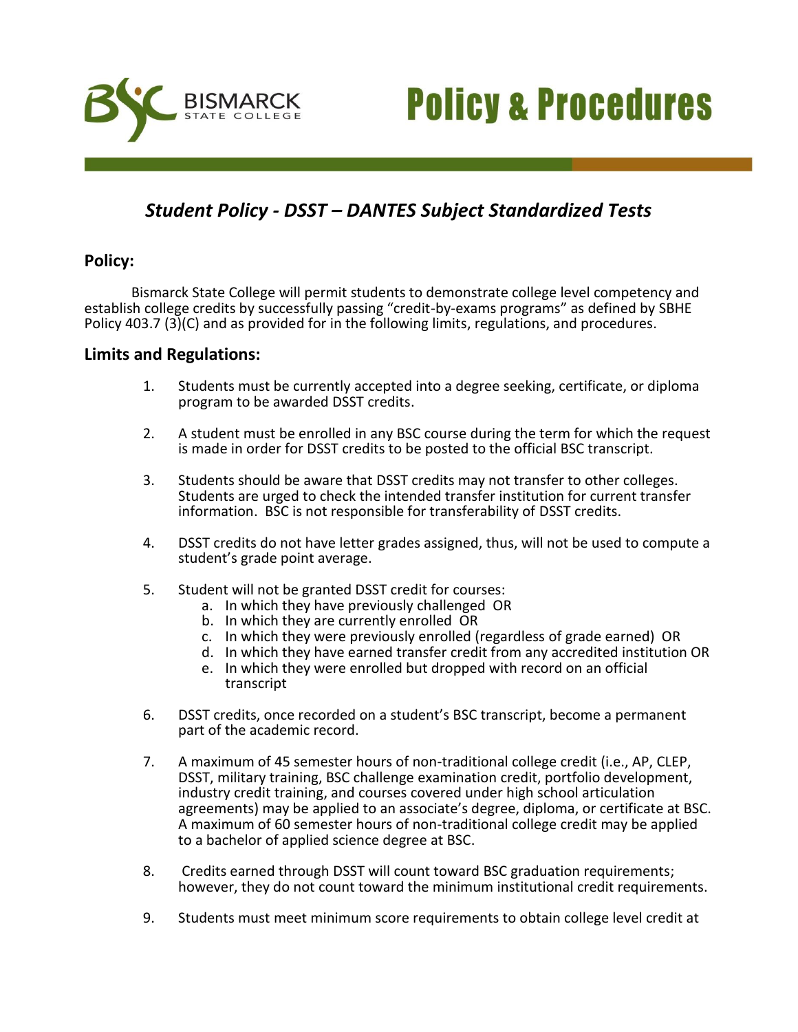# Policy & Procedures

## *Student Policy - DSST – DANTES Subject Standardized Tests*

### Policy:

Bismarck State College will permit students to demonstrate college level competency and establish college credits by successfully passing "credit-by-exams programs" as defined by SBHE Policy 403.7 (3)(C) and as provided for in the following limits, regulations, and procedures.

### Limits and Regulations:

1. Students must be currently accepted into a degree seeking, certificate, or diploma program to be awarded DSST credits.

2. A student must be enrolled in any BSC course during the term for which the request is made in order for DSST credits to be posted to the official BSC transcript.

3. Students should be aware that DSST credits may not transfer to other colleges. Students are urged to check the intended transfer institution for current transfer information. BSC is not responsible for transferability of DSST credits.

4. DSST credits do not have letter grades assigned, thus, will not be used to compute a student's grade point average.

5. Student will not be granted DSST credit for courses:
   a. In which they have previously challenged OR
   b. In which they are currently enrolled OR
   c. In which they were previously enrolled (regardless of grade earned) OR
   d. In which they have earned transfer credit from any accredited institution OR
   e. In which they were enrolled but dropped with record on an official transcript

6. DSST credits, once recorded on a student's BSC transcript, become a permanent part of the academic record.

7. A maximum of 45 semester hours of non-traditional college credit (i.e., AP, CLEP, DSST, military training, BSC challenge examination credit, portfolio development, industry credit training, and courses covered under high school articulation agreements) may be applied to an associate's degree, diploma, or certificate at BSC. A maximum of 60 semester hours of non-traditional college credit may be applied to a bachelor of applied science degree at BSC.

8. Credits earned through DSST will count toward BSC graduation requirements; however, they do not count toward the minimum institutional credit requirements.

9. Students must meet minimum score requirements to obtain college level credit at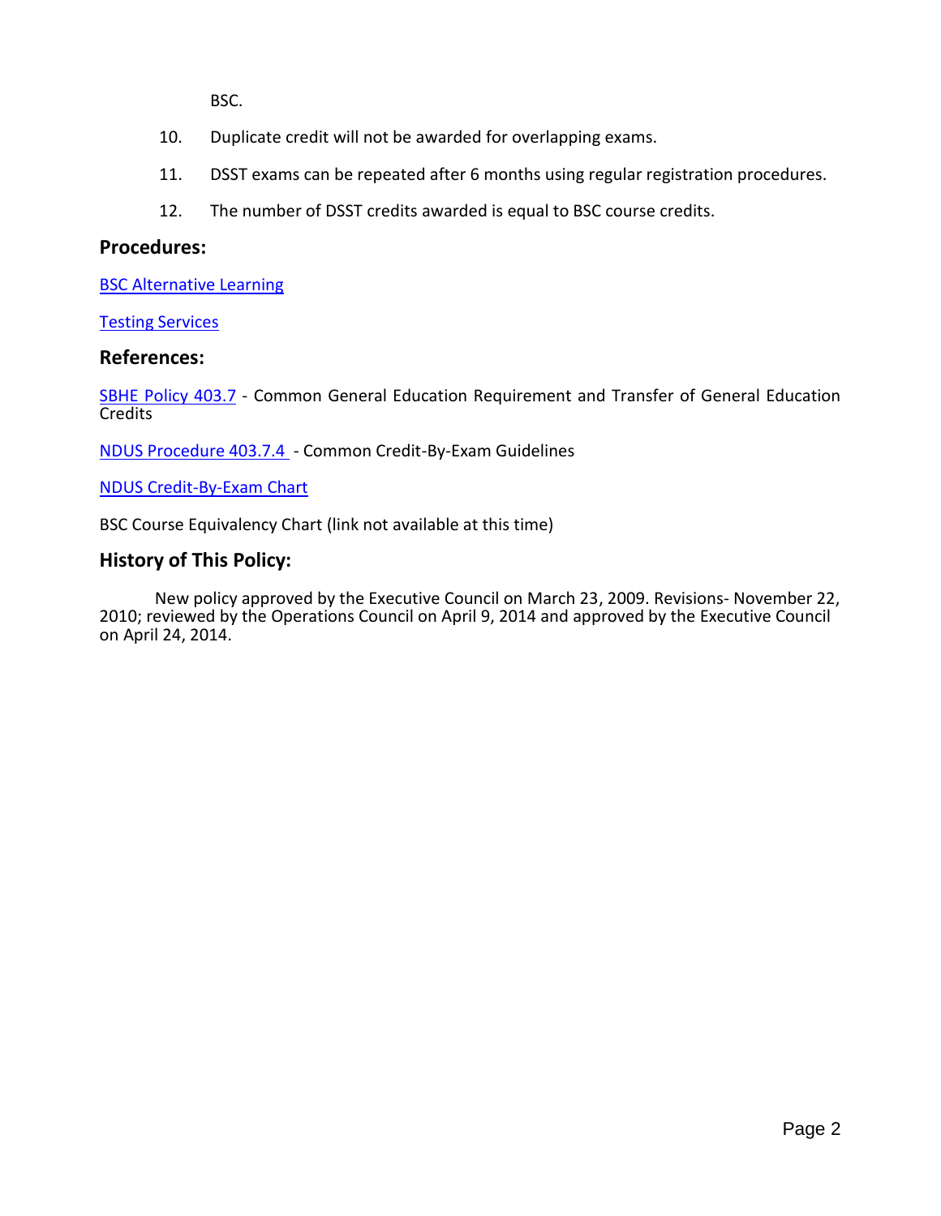BSC.

10. Duplicate credit will not be awarded for overlapping exams.

11. DSST exams can be repeated after 6 months using regular registration procedures.

12. The number of DSST credits awarded is equal to BSC course credits.

## Procedures:

BSC Alternative Learning

Testing Services

## References:

SBHE Policy 403.7 - Common General Education Requirement and Transfer of General Education Credits

NDUS Procedure 403.7.4 - Common Credit-By-Exam Guidelines

NDUS Credit-By-Exam Chart

BSC Course Equivalency Chart (link not available at this time)

## History of This Policy:

New policy approved by the Executive Council on March 23, 2009. Revisions- November 22, 2010; reviewed by the Operations Council on April 9, 2014 and approved by the Executive Council on April 24, 2014.